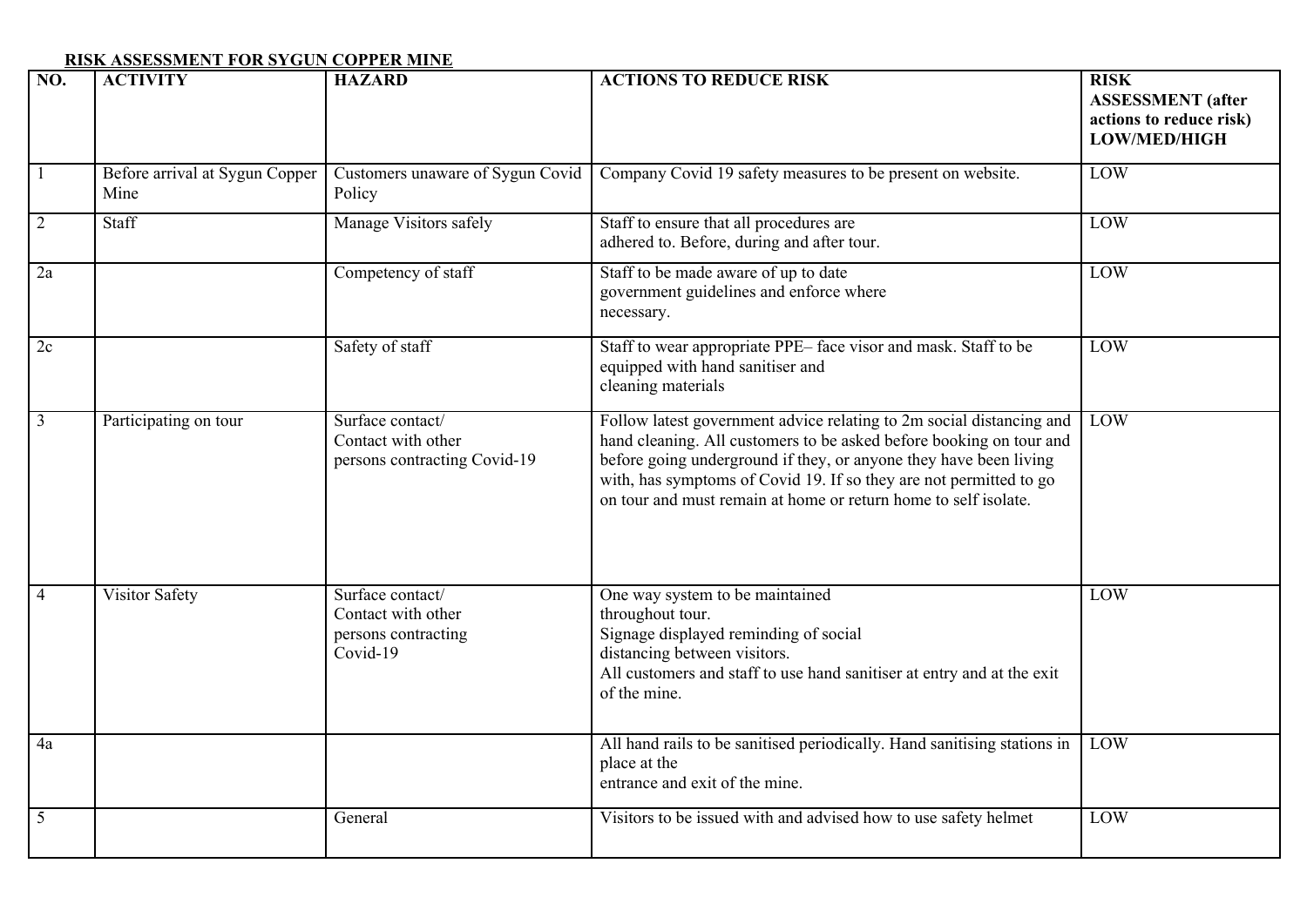**RISK ASSESSMENT FOR SYGUN COPPER MINE**

| NO. | ACTIVITY | HAZARD | ACTIONS TO REDUCE RISK | RISK ASSESSMENT (after actions to reduce risk) LOW/MED/HIGH |
|---|---|---|---|---|
| 1 | Before arrival at Sygun Copper Mine | Customers unaware of Sygun Covid Policy | Company Covid 19 safety measures to be present on website. | LOW |
| 2 | Staff | Manage Visitors safely | Staff to ensure that all procedures are adhered to. Before, during and after tour. | LOW |
| 2a | | Competency of staff | Staff to be made aware of up to date government guidelines and enforce where necessary. | LOW |
| 2c | | Safety of staff | Staff to wear appropriate PPE– face visor and mask. Staff to be equipped with hand sanitiser and cleaning materials | LOW |
| 3 | Participating on tour | Surface contact/ Contact with other persons contracting Covid-19 | Follow latest government advice relating to 2m social distancing and hand cleaning. All customers to be asked before booking on tour and before going underground if they, or anyone they have been living with, has symptoms of Covid 19. If so they are not permitted to go on tour and must remain at home or return home to self isolate. | LOW |
| 4 | Visitor Safety | Surface contact/ Contact with other persons contracting Covid-19 | One way system to be maintained throughout tour. Signage displayed reminding of social distancing between visitors. All customers and staff to use hand sanitiser at entry and at the exit of the mine. | LOW |
| 4a | | | All hand rails to be sanitised periodically. Hand sanitising stations in place at the entrance and exit of the mine. | LOW |
| 5 | | General | Visitors to be issued with and advised how to use safety helmet | LOW |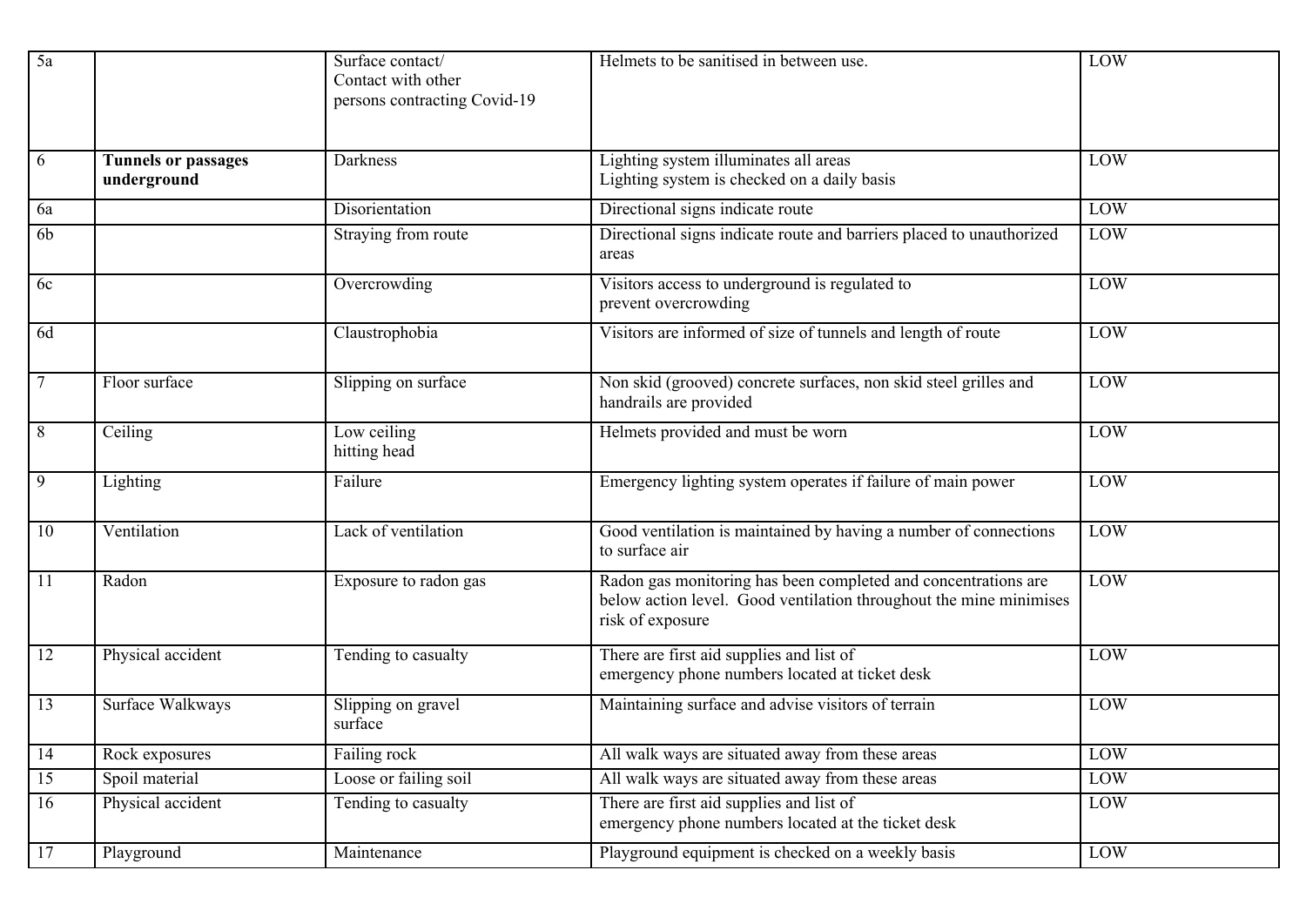| 5a | | Surface contact/ Contact with other persons contracting Covid-19 | Helmets to be sanitised in between use. | LOW |
|---|---|---|---|---|
| 6 | **Tunnels or passages underground** | Darkness | Lighting system illuminates all areas<br>Lighting system is checked on a daily basis | LOW |
| 6a | | Disorientation | Directional signs indicate route | LOW |
| 6b | | Straying from route | Directional signs indicate route and barriers placed to unauthorized areas | LOW |
| 6c | | Overcrowding | Visitors access to underground is regulated to prevent overcrowding | LOW |
| 6d | | Claustrophobia | Visitors are informed of size of tunnels and length of route | LOW |
| 7 | Floor surface | Slipping on surface | Non skid (grooved) concrete surfaces, non skid steel grilles and handrails are provided | LOW |
| 8 | Ceiling | Low ceiling hitting head | Helmets provided and must be worn | LOW |
| 9 | Lighting | Failure | Emergency lighting system operates if failure of main power | LOW |
| 10 | Ventilation | Lack of ventilation | Good ventilation is maintained by having a number of connections to surface air | LOW |
| 11 | Radon | Exposure to radon gas | Radon gas monitoring has been completed and concentrations are below action level. Good ventilation throughout the mine minimises risk of exposure | LOW |
| 12 | Physical accident | Tending to casualty | There are first aid supplies and list of emergency phone numbers located at ticket desk | LOW |
| 13 | Surface Walkways | Slipping on gravel surface | Maintaining surface and advise visitors of terrain | LOW |
| 14 | Rock exposures | Failing rock | All walk ways are situated away from these areas | LOW |
| 15 | Spoil material | Loose or failing soil | All walk ways are situated away from these areas | LOW |
| 16 | Physical accident | Tending to casualty | There are first aid supplies and list of emergency phone numbers located at the ticket desk | LOW |
| 17 | Playground | Maintenance | Playground equipment is checked on a weekly basis | LOW |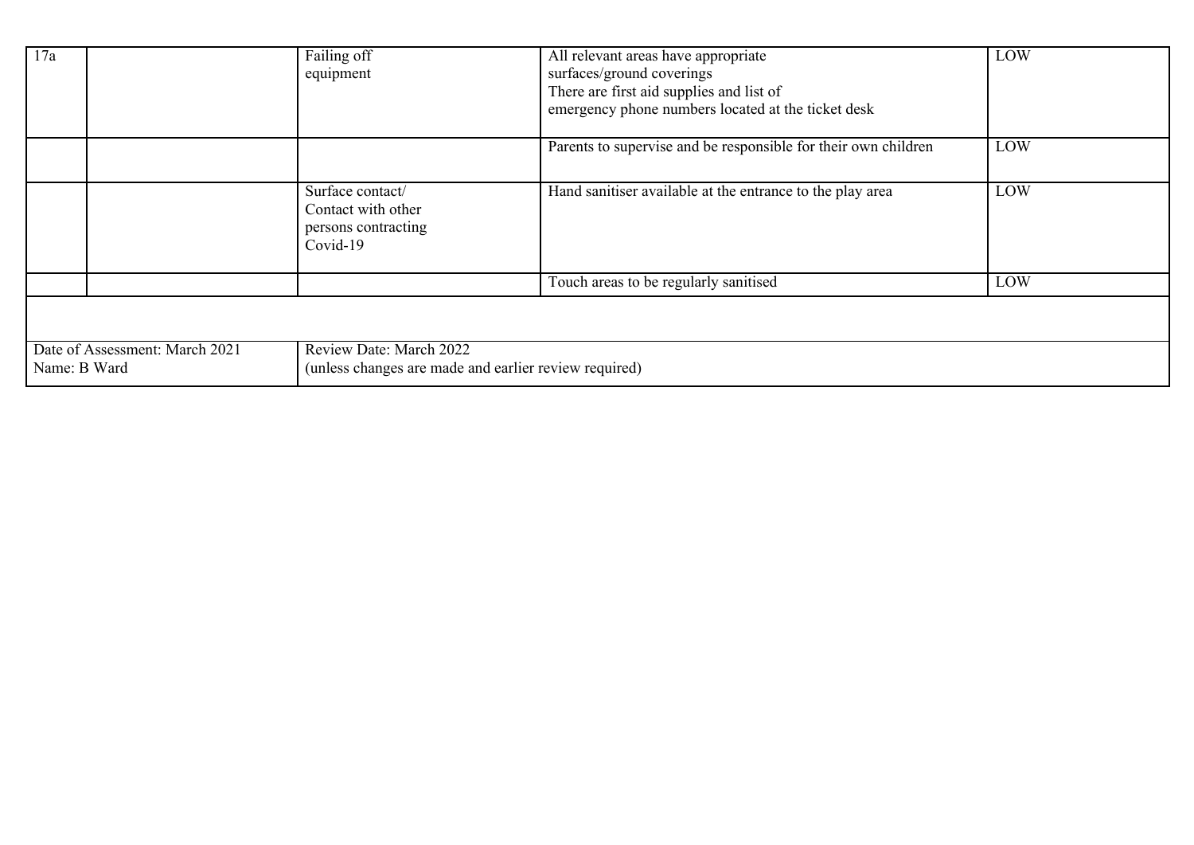| | | | | |
|---|---|---|---|---|
| 17a | | Failing off equipment | All relevant areas have appropriate surfaces/ground coverings<br>There are first aid supplies and list of emergency phone numbers located at the ticket desk | LOW |
| | | | Parents to supervise and be responsible for their own children | LOW |
| | | Surface contact/ Contact with other persons contracting Covid-19 | Hand sanitiser available at the entrance to the play area | LOW |
| | | | Touch areas to be regularly sanitised | LOW |

| | |
|---|---|
| Date of Assessment: March 2021<br>Name: B Ward | Review Date: March 2022<br>(unless changes are made and earlier review required) |